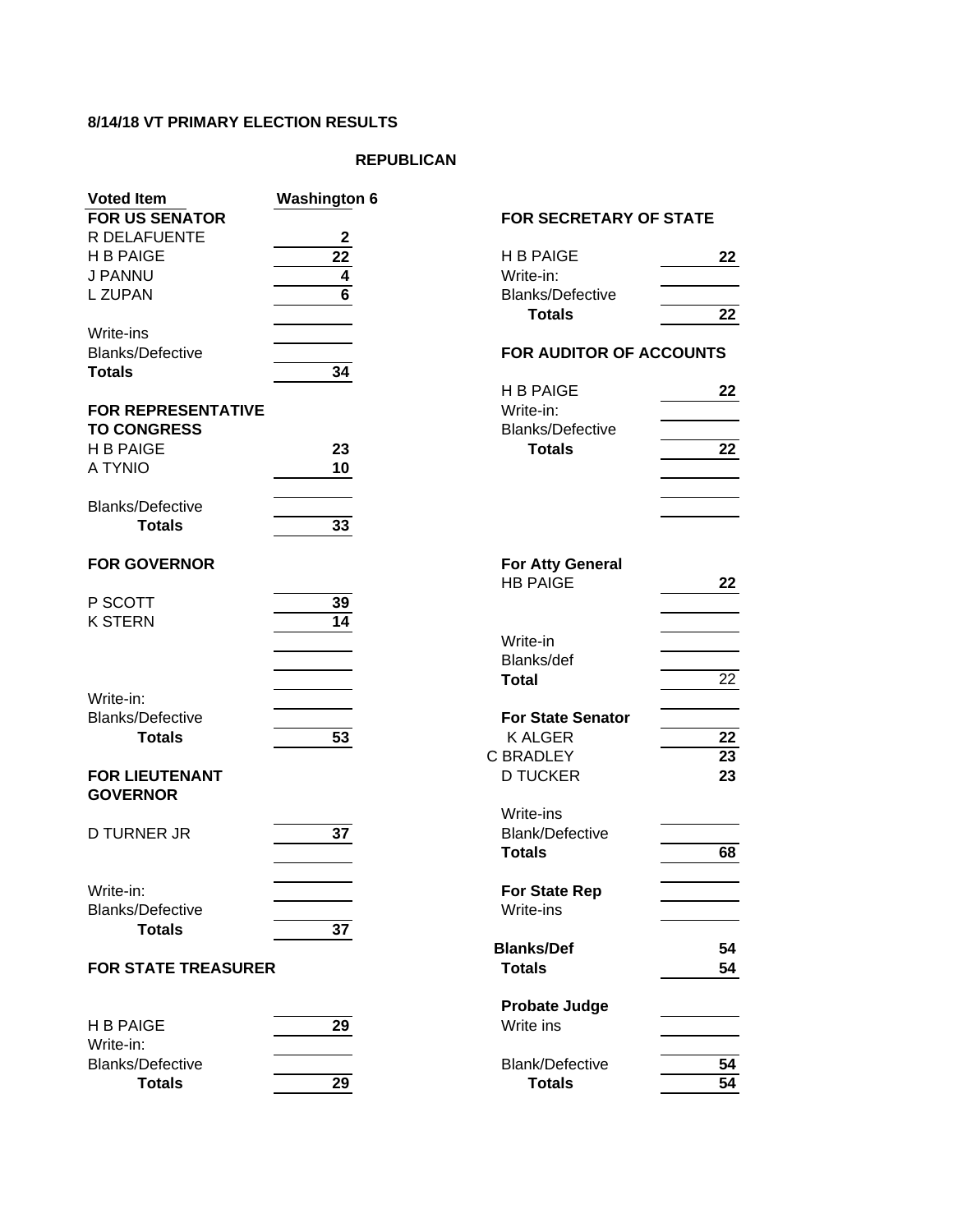**8/14/18 VT PRIMARY ELECTION RESULTS**

**REPUBLICAN**

| Voted Item | Washington 6 |
|---|---|
| **FOR US SENATOR** | |
| R DELAFUENTE | 2 |
| H B PAIGE | 22 |
| J PANNU | 4 |
| L ZUPAN | 6 |
| Write-ins | |
| Blanks/Defective | |
| **Totals** | 34 |
| **FOR REPRESENTATIVE TO CONGRESS** | |
| H B PAIGE | 23 |
| A TYNIO | 10 |
| Blanks/Defective | |
| **Totals** | 33 |
| **FOR GOVERNOR** | |
| P SCOTT | 39 |
| K STERN | 14 |
| Write-in: | |
| Blanks/Defective | |
| **Totals** | 53 |
| **FOR LIEUTENANT GOVERNOR** | |
| D TURNER JR | 37 |
| Write-in: | |
| Blanks/Defective | |
| **Totals** | 37 |
| **FOR STATE TREASURER** | |
| H B PAIGE | 29 |
| Write-in: | |
| Blanks/Defective | |
| **Totals** | 29 |
| **FOR SECRETARY OF STATE** | |
| H B PAIGE | 22 |
| Write-in: | |
| Blanks/Defective | |
| **Totals** | 22 |
| **FOR AUDITOR OF ACCOUNTS** | |
| H B PAIGE | 22 |
| Write-in: | |
| Blanks/Defective | |
| **Totals** | 22 |
| **For Atty General** | |
| HB PAIGE | 22 |
| Write-in | |
| Blanks/def | |
| **Total** | 22 |
| **For State Senator** | |
| K ALGER | 22 |
| C BRADLEY | 23 |
| D TUCKER | 23 |
| Write-ins | |
| Blank/Defective | |
| **Totals** | 68 |
| **For State Rep** | |
| Write-ins | |
| **Blanks/Def** | 54 |
| **Totals** | 54 |
| **Probate Judge** | |
| Write ins | |
| Blank/Defective | 54 |
| **Totals** | 54 |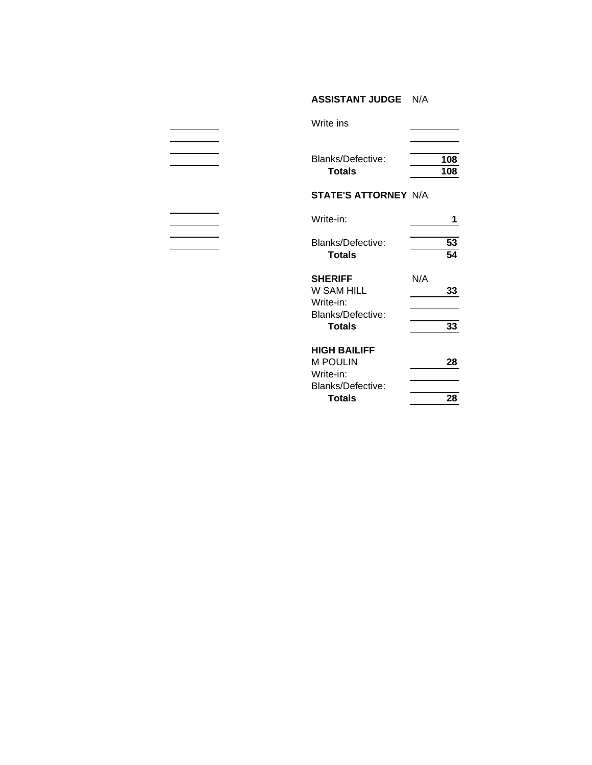**ASSISTANT JUDGE** N/A

| | |
|---|---|
| Write ins | |
| | |
| Blanks/Defective: | 108 |
| **Totals** | **108** |

**STATE'S ATTORNEY** N/A

| | |
|---|---|
| Write-in: | 1 |
| | |
| Blanks/Defective: | 53 |
| **Totals** | **54** |

**SHERIFF** N/A

| | |
|---|---|
| W SAM HILL | 33 |
| Write-in: | |
| Blanks/Defective: | |
| **Totals** | **33** |

**HIGH BAILIFF**

| | |
|---|---|
| M POULIN | 28 |
| Write-in: | |
| Blanks/Defective: | |
| **Totals** | **28** |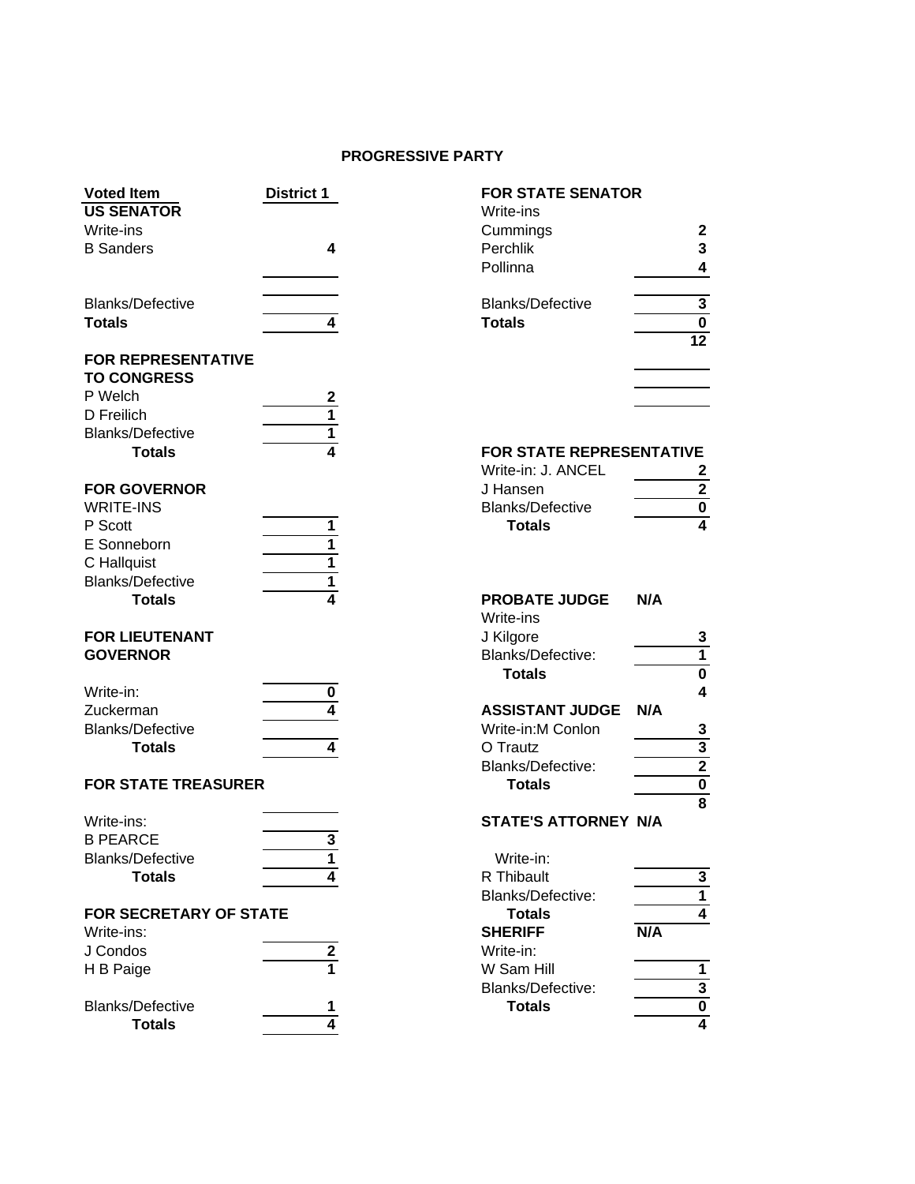**PROGRESSIVE PARTY**

| Voted Item | District 1 |
|---|---|
| **US SENATOR** | |
| Write-ins | |
| B Sanders | 4 |
| | |
| Blanks/Defective | |
| **Totals** | 4 |

| **FOR REPRESENTATIVE TO CONGRESS** | |
|---|---|
| P Welch | 2 |
| D Freilich | 1 |
| Blanks/Defective | 1 |
| **Totals** | 4 |

| **FOR GOVERNOR** | |
|---|---|
| WRITE-INS | |
| P Scott | 1 |
| E Sonneborn | 1 |
| C Hallquist | 1 |
| Blanks/Defective | 1 |
| **Totals** | 4 |

| **FOR LIEUTENANT GOVERNOR** | |
|---|---|
| Write-in: | 0 |
| Zuckerman | 4 |
| Blanks/Defective | |
| **Totals** | 4 |

| **FOR STATE TREASURER** | |
|---|---|
| Write-ins: | |
| B PEARCE | 3 |
| Blanks/Defective | 1 |
| **Totals** | 4 |

| **FOR SECRETARY OF STATE** | |
|---|---|
| Write-ins: | |
| J Condos | 2 |
| H B Paige | 1 |
| Blanks/Defective | 1 |
| **Totals** | 4 |

| **FOR STATE SENATOR** | |
|---|---|
| Write-ins | |
| Cummings | 2 |
| Perchlik | 3 |
| Pollinna | 4 |
| | |
| Blanks/Defective | 3 |
| **Totals** | 0 |
| | 12 |

| **FOR STATE REPRESENTATIVE** | |
|---|---|
| Write-in: J. ANCEL | 2 |
| J Hansen | 2 |
| Blanks/Defective | 0 |
| **Totals** | 4 |

| **PROBATE JUDGE** | **N/A** |
|---|---|
| Write-ins | |
| J Kilgore | 3 |
| Blanks/Defective: | 1 |
| **Totals** | 0 |
| | 4 |

| **ASSISTANT JUDGE** | **N/A** |
|---|---|
| Write-in:M Conlon | 3 |
| O Trautz | 3 |
| Blanks/Defective: | 2 |
| **Totals** | 0 |
| | 8 |

| **STATE'S ATTORNEY** | **N/A** |
|---|---|
| Write-in: | |
| R Thibault | 3 |
| Blanks/Defective: | 1 |
| **Totals** | 4 |

| **SHERIFF** | **N/A** |
|---|---|
| Write-in: | |
| W Sam Hill | 1 |
| Blanks/Defective: | 3 |
| **Totals** | 0 |
| | 4 |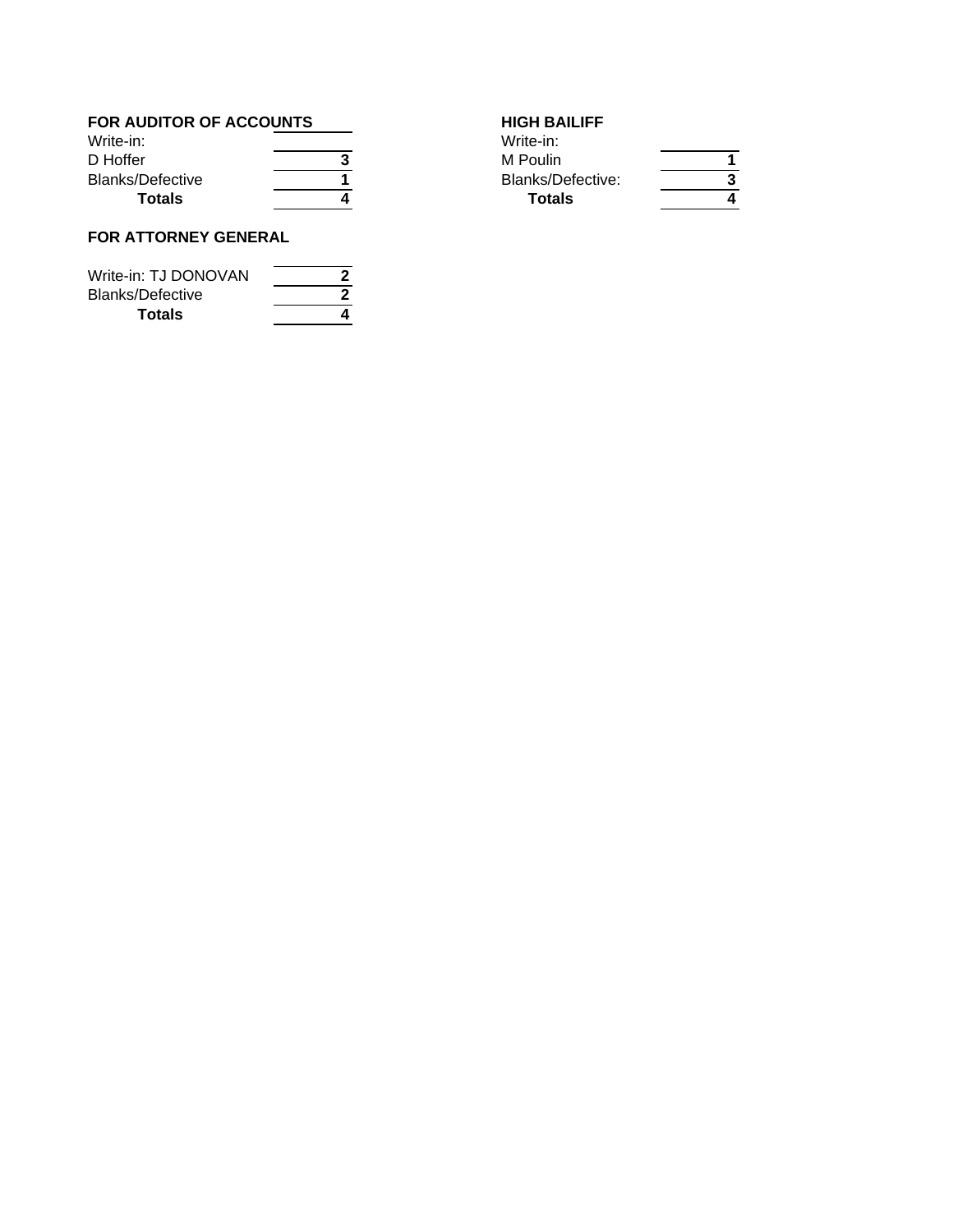### FOR AUDITOR OF ACCOUNTS

| Write-in: | |
|---|---|
| D Hoffer | **3** |
| Blanks/Defective | **1** |
| **Totals** | **4** |

### FOR ATTORNEY GENERAL

| | |
|---|---|
| Write-in: TJ DONOVAN | **2** |
| Blanks/Defective | **2** |
| **Totals** | **4** |

### HIGH BAILIFF

| Write-in: | |
|---|---|
| M Poulin | **1** |
| Blanks/Defective: | **3** |
| **Totals** | **4** |